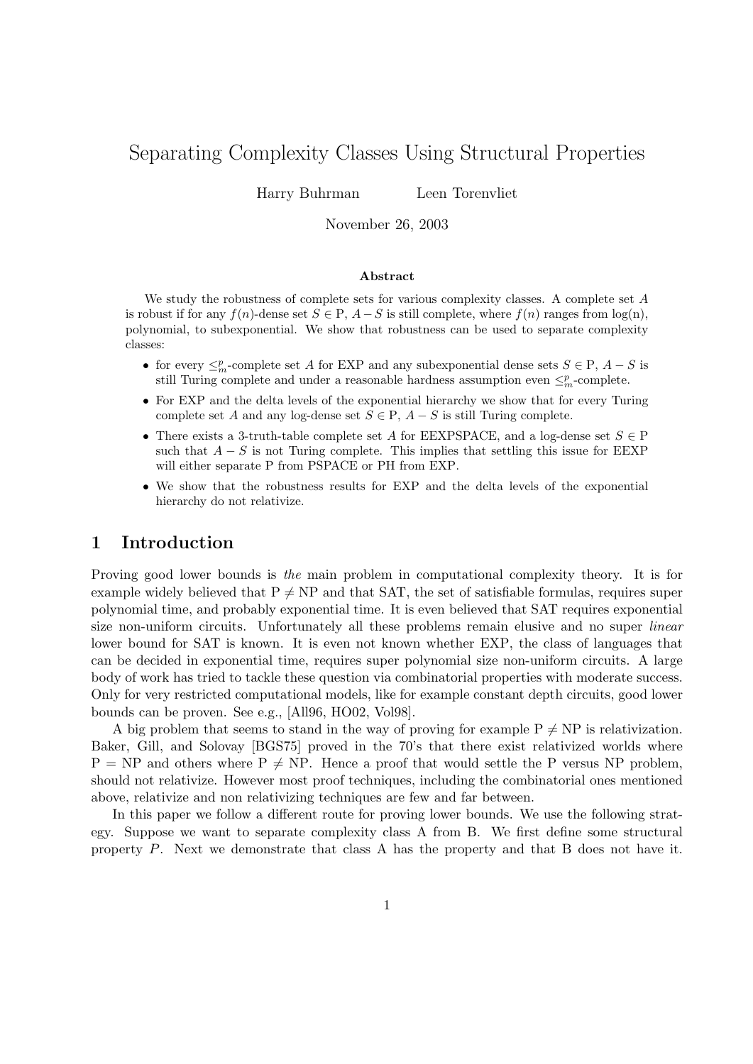# Separating Complexity Classes Using Structural Properties

Harry Buhrman    Leen Torenvliet

November 26, 2003

**Abstract**

We study the robustness of complete sets for various complexity classes. A complete set $A$ is robust if for any $f(n)$-dense set $S \in \mathrm{P}$, $A - S$ is still complete, where $f(n)$ ranges from log(n), polynomial, to subexponential. We show that robustness can be used to separate complexity classes:

- for every $\leq_m^p$-complete set $A$ for EXP and any subexponential dense sets $S \in \mathrm{P}$, $A - S$ is still Turing complete and under a reasonable hardness assumption even $\leq_m^p$-complete.
- For EXP and the delta levels of the exponential hierarchy we show that for every Turing complete set $A$ and any log-dense set $S \in \mathrm{P}$, $A - S$ is still Turing complete.
- There exists a 3-truth-table complete set $A$ for EEXPSPACE, and a log-dense set $S \in \mathrm{P}$ such that $A - S$ is not Turing complete. This implies that settling this issue for EEXP will either separate P from PSPACE or PH from EXP.
- We show that the robustness results for EXP and the delta levels of the exponential hierarchy do not relativize.

## 1 Introduction

Proving good lower bounds is *the* main problem in computational complexity theory. It is for example widely believed that $\mathrm{P} \neq \mathrm{NP}$ and that SAT, the set of satisfiable formulas, requires super polynomial time, and probably exponential time. It is even believed that SAT requires exponential size non-uniform circuits. Unfortunately all these problems remain elusive and no super *linear* lower bound for SAT is known. It is even not known whether EXP, the class of languages that can be decided in exponential time, requires super polynomial size non-uniform circuits. A large body of work has tried to tackle these question via combinatorial properties with moderate success. Only for very restricted computational models, like for example constant depth circuits, good lower bounds can be proven. See e.g., [All96, HO02, Vol98].

A big problem that seems to stand in the way of proving for example $\mathrm{P} \neq \mathrm{NP}$ is relativization. Baker, Gill, and Solovay [BGS75] proved in the 70's that there exist relativized worlds where $\mathrm{P} = \mathrm{NP}$ and others where $\mathrm{P} \neq \mathrm{NP}$. Hence a proof that would settle the P versus NP problem, should not relativize. However most proof techniques, including the combinatorial ones mentioned above, relativize and non relativizing techniques are few and far between.

In this paper we follow a different route for proving lower bounds. We use the following strategy. Suppose we want to separate complexity class A from B. We first define some structural property $P$. Next we demonstrate that class A has the property and that B does not have it.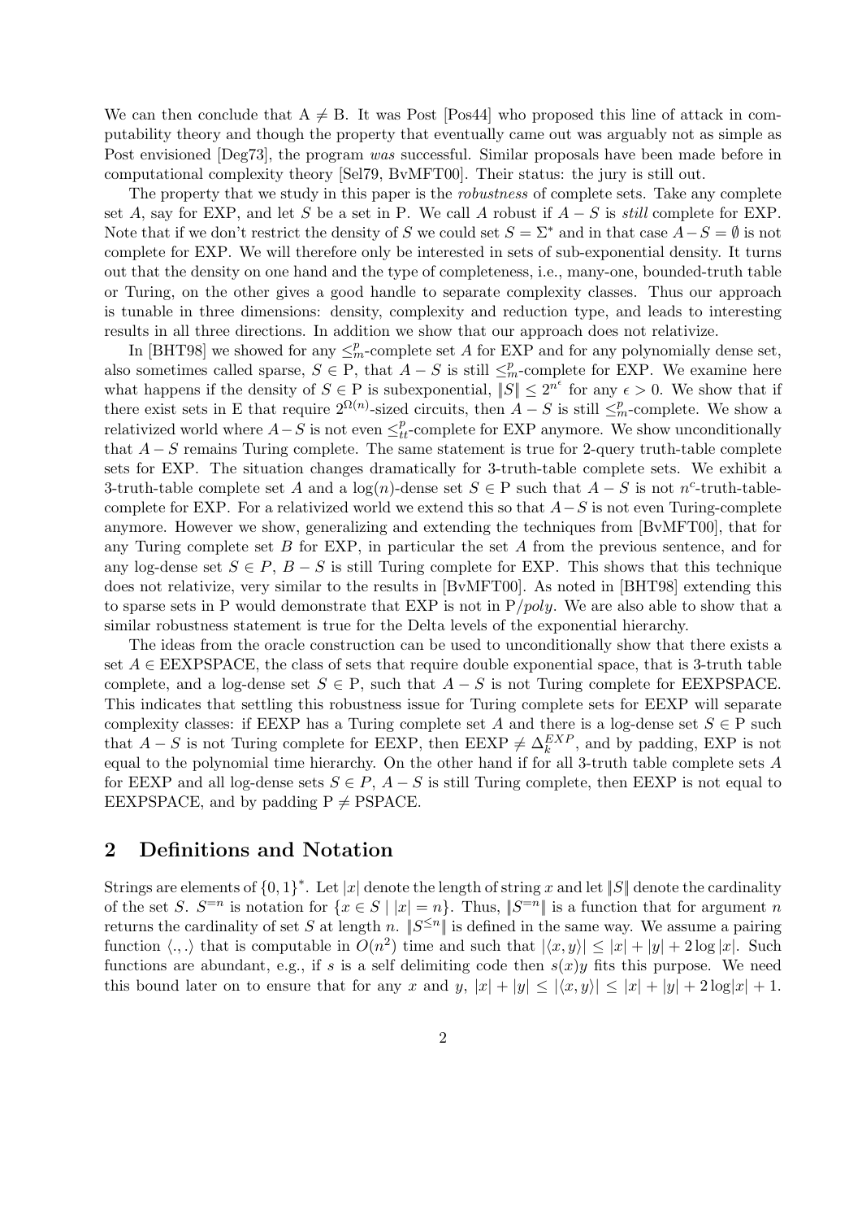We can then conclude that $A \neq B$. It was Post [Pos44] who proposed this line of attack in computability theory and though the property that eventually came out was arguably not as simple as Post envisioned [Deg73], the program *was* successful. Similar proposals have been made before in computational complexity theory [Sel79, BvMFT00]. Their status: the jury is still out.

The property that we study in this paper is the *robustness* of complete sets. Take any complete set $A$, say for EXP, and let $S$ be a set in P. We call $A$ robust if $A - S$ is *still* complete for EXP. Note that if we don't restrict the density of $S$ we could set $S = \Sigma^*$ and in that case $A - S = \emptyset$ is not complete for EXP. We will therefore only be interested in sets of sub-exponential density. It turns out that the density on one hand and the type of completeness, i.e., many-one, bounded-truth table or Turing, on the other gives a good handle to separate complexity classes. Thus our approach is tunable in three dimensions: density, complexity and reduction type, and leads to interesting results in all three directions. In addition we show that our approach does not relativize.

In [BHT98] we showed for any $\leq_m^p$-complete set $A$ for EXP and for any polynomially dense set, also sometimes called sparse, $S \in \mathrm{P}$, that $A - S$ is still $\leq_m^p$-complete for EXP. We examine here what happens if the density of $S \in \mathrm{P}$ is subexponential, $\|S\| \leq 2^{n^\epsilon}$ for any $\epsilon > 0$. We show that if there exist sets in E that require $2^{\Omega(n)}$-sized circuits, then $A - S$ is still $\leq_m^p$-complete. We show a relativized world where $A - S$ is not even $\leq_{tt}^p$-complete for EXP anymore. We show unconditionally that $A - S$ remains Turing complete. The same statement is true for 2-query truth-table complete sets for EXP. The situation changes dramatically for 3-truth-table complete sets. We exhibit a 3-truth-table complete set $A$ and a $\log(n)$-dense set $S \in \mathrm{P}$ such that $A - S$ is not $n^c$-truth-table-complete for EXP. For a relativized world we extend this so that $A - S$ is not even Turing-complete anymore. However we show, generalizing and extending the techniques from [BvMFT00], that for any Turing complete set $B$ for EXP, in particular the set $A$ from the previous sentence, and for any log-dense set $S \in P$, $B - S$ is still Turing complete for EXP. This shows that this technique does not relativize, very similar to the results in [BvMFT00]. As noted in [BHT98] extending this to sparse sets in P would demonstrate that EXP is not in P/*poly*. We are also able to show that a similar robustness statement is true for the Delta levels of the exponential hierarchy.

The ideas from the oracle construction can be used to unconditionally show that there exists a set $A \in$ EEXPSPACE, the class of sets that require double exponential space, that is 3-truth table complete, and a log-dense set $S \in \mathrm{P}$, such that $A - S$ is not Turing complete for EEXPSPACE. This indicates that settling this robustness issue for Turing complete sets for EEXP will separate complexity classes: if EEXP has a Turing complete set $A$ and there is a log-dense set $S \in \mathrm{P}$ such that $A - S$ is not Turing complete for EEXP, then EEXP $\neq \Delta_k^{EXP}$, and by padding, EXP is not equal to the polynomial time hierarchy. On the other hand if for all 3-truth table complete sets $A$ for EEXP and all log-dense sets $S \in P$, $A - S$ is still Turing complete, then EEXP is not equal to EEXPSPACE, and by padding P $\neq$ PSPACE.

## 2 Definitions and Notation

Strings are elements of $\{0,1\}^*$. Let $|x|$ denote the length of string $x$ and let $\|S\|$ denote the cardinality of the set $S$. $S^{=n}$ is notation for $\{x \in S \mid |x| = n\}$. Thus, $\|S^{=n}\|$ is a function that for argument $n$ returns the cardinality of set $S$ at length $n$. $\|S^{\leq n}\|$ is defined in the same way. We assume a pairing function $\langle .,. \rangle$ that is computable in $O(n^2)$ time and such that $|\langle x, y\rangle| \leq |x| + |y| + 2\log|x|$. Such functions are abundant, e.g., if $s$ is a self delimiting code then $s(x)y$ fits this purpose. We need this bound later on to ensure that for any $x$ and $y$, $|x| + |y| \leq |\langle x, y\rangle| \leq |x| + |y| + 2\log|x| + 1$.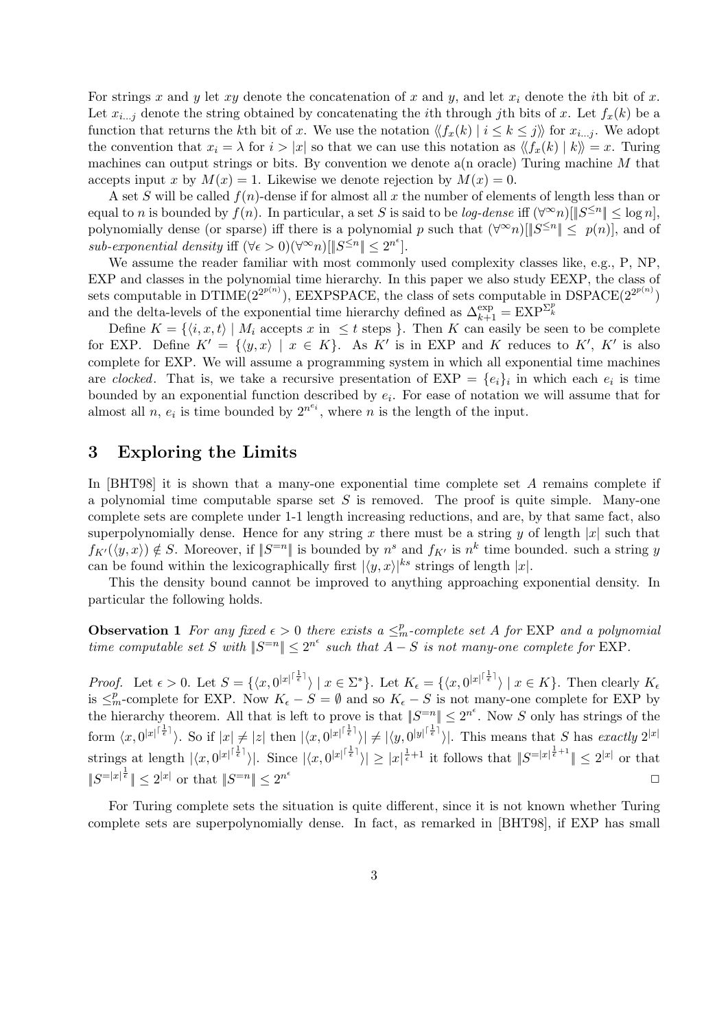For strings $x$ and $y$ let $xy$ denote the concatenation of $x$ and $y$, and let $x_i$ denote the $i$th bit of $x$. Let $x_{i\dots j}$ denote the string obtained by concatenating the $i$th through $j$th bits of $x$. Let $f_x(k)$ be a function that returns the $k$th bit of $x$. We use the notation $\langle\!\langle f_x(k) \mid i \leq k \leq j \rangle\!\rangle$ for $x_{i\dots j}$. We adopt the convention that $x_i = \lambda$ for $i > |x|$ so that we can use this notation as $\langle\!\langle f_x(k) \mid k \rangle\!\rangle = x$. Turing machines can output strings or bits. By convention we denote a(n oracle) Turing machine $M$ that accepts input $x$ by $M(x) = 1$. Likewise we denote rejection by $M(x) = 0$.

A set $S$ will be called $f(n)$-dense if for almost all $x$ the number of elements of length less than or equal to $n$ is bounded by $f(n)$. In particular, a set $S$ is said to be *log-dense* iff $(\forall^\infty n)[\|S^{\leq n}\| \leq \log n]$, polynomially dense (or sparse) iff there is a polynomial $p$ such that $(\forall^\infty n)[\|S^{\leq n}\| \leq p(n)]$, and of *sub-exponential density* iff $(\forall \epsilon > 0)(\forall^\infty n)[\|S^{\leq n}\| \leq 2^{n^\epsilon}]$.

We assume the reader familiar with most commonly used complexity classes like, e.g., P, NP, EXP and classes in the polynomial time hierarchy. In this paper we also study EEXP, the class of sets computable in $\mathrm{DTIME}(2^{2^{p(n)}})$, EEXPSPACE, the class of sets computable in $\mathrm{DSPACE}(2^{2^{p(n)}})$ and the delta-levels of the exponential time hierarchy defined as $\Delta^{\mathrm{exp}}_{k+1} = \mathrm{EXP}^{\Sigma^p_k}$

Define $K = \{\langle i, x, t\rangle \mid M_i \text{ accepts } x \text{ in } \leq t \text{ steps }\}$. Then $K$ can easily be seen to be complete for EXP. Define $K' = \{\langle y, x\rangle \mid x \in K\}$. As $K'$ is in EXP and $K$ reduces to $K'$, $K'$ is also complete for EXP. We will assume a programming system in which all exponential time machines are *clocked*. That is, we take a recursive presentation of $\mathrm{EXP} = \{e_i\}_i$ in which each $e_i$ is time bounded by an exponential function described by $e_i$. For ease of notation we will assume that for almost all $n$, $e_i$ is time bounded by $2^{n^{e_i}}$, where $n$ is the length of the input.

## 3 Exploring the Limits

In [BHT98] it is shown that a many-one exponential time complete set $A$ remains complete if a polynomial time computable sparse set $S$ is removed. The proof is quite simple. Many-one complete sets are complete under 1-1 length increasing reductions, and are, by that same fact, also superpolynomially dense. Hence for any string $x$ there must be a string $y$ of length $|x|$ such that $f_{K'}(\langle y, x\rangle) \notin S$. Moreover, if $\|S^{=n}\|$ is bounded by $n^s$ and $f_{K'}$ is $n^k$ time bounded. such a string $y$ can be found within the lexicographically first $|\langle y, x\rangle|^{ks}$ strings of length $|x|$.

This the density bound cannot be improved to anything approaching exponential density. In particular the following holds.

**Observation 1** *For any fixed $\epsilon > 0$ there exists a $\leq^p_m$-complete set $A$ for* EXP *and a polynomial time computable set $S$ with $\|S^{=n}\| \leq 2^{n^\epsilon}$ such that $A - S$ is not many-one complete for* EXP.

*Proof.* Let $\epsilon > 0$. Let $S = \{\langle x, 0^{|x|^{\lceil \frac{1}{\epsilon}\rceil}}\rangle \mid x \in \Sigma^*\}$. Let $K_\epsilon = \{\langle x, 0^{|x|^{\lceil \frac{1}{\epsilon}\rceil}}\rangle \mid x \in K\}$. Then clearly $K_\epsilon$ is $\leq^p_m$-complete for EXP. Now $K_\epsilon - S = \emptyset$ and so $K_\epsilon - S$ is not many-one complete for EXP by the hierarchy theorem. All that is left to prove is that $\|S^{=n}\| \leq 2^{n^\epsilon}$. Now $S$ only has strings of the form $\langle x, 0^{|x|^{\lceil \frac{1}{\epsilon}\rceil}}\rangle$. So if $|x| \neq |z|$ then $|\langle x, 0^{|x|^{\lceil \frac{1}{\epsilon}\rceil}}\rangle| \neq |\langle y, 0^{|y|^{\lceil \frac{1}{\epsilon}\rceil}}\rangle|$. This means that $S$ has *exactly* $2^{|x|}$ strings at length $|\langle x, 0^{|x|^{\lceil \frac{1}{\epsilon}\rceil}}\rangle|$. Since $|\langle x, 0^{|x|^{\lceil \frac{1}{\epsilon}\rceil}}\rangle| \geq |x|^{\frac{1}{\epsilon}+1}$ it follows that $\|S^{=|x|^{\frac{1}{\epsilon}+1}}\| \leq 2^{|x|}$ or that $\|S^{=|x|^{\frac{1}{\epsilon}}}\| \leq 2^{|x|}$ or that $\|S^{=n}\| \leq 2^{n^\epsilon}$ $\Box$

For Turing complete sets the situation is quite different, since it is not known whether Turing complete sets are superpolynomially dense. In fact, as remarked in [BHT98], if EXP has small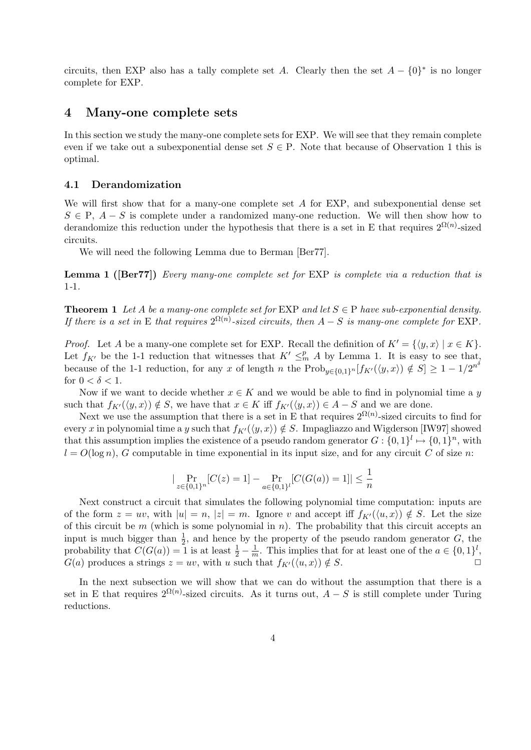circuits, then EXP also has a tally complete set $A$. Clearly then the set $A - \{0\}^*$ is no longer complete for EXP.

## 4 Many-one complete sets

In this section we study the many-one complete sets for EXP. We will see that they remain complete even if we take out a subexponential dense set $S \in$ P. Note that because of Observation 1 this is optimal.

### 4.1 Derandomization

We will first show that for a many-one complete set $A$ for EXP, and subexponential dense set $S \in$ P, $A - S$ is complete under a randomized many-one reduction. We will then show how to derandomize this reduction under the hypothesis that there is a set in E that requires $2^{\Omega(n)}$-sized circuits.

We will need the following Lemma due to Berman [Ber77].

**Lemma 1 ([Ber77])** *Every many-one complete set for* EXP *is complete via a reduction that is 1-1.*

**Theorem 1** *Let $A$ be a many-one complete set for* EXP *and let $S \in$* P *have sub-exponential density. If there is a set in* E *that requires $2^{\Omega(n)}$-sized circuits, then $A - S$ is many-one complete for* EXP.

*Proof.* Let $A$ be a many-one complete set for EXP. Recall the definition of $K' = \{\langle y, x\rangle \mid x \in K\}$. Let $f_{K'}$ be the 1-1 reduction that witnesses that $K' \leq_m^p A$ by Lemma 1. It is easy to see that, because of the 1-1 reduction, for any $x$ of length $n$ the $\text{Prob}_{y\in\{0,1\}^n}[f_{K'}(\langle y, x\rangle) \notin S] \geq 1 - 1/2^{n^\delta}$ for $0 < \delta < 1$.

Now if we want to decide whether $x \in K$ and we would be able to find in polynomial time a $y$ such that $f_{K'}(\langle y, x\rangle) \notin S$, we have that $x \in K$ iff $f_{K'}(\langle y, x\rangle) \in A - S$ and we are done.

Next we use the assumption that there is a set in E that requires $2^{\Omega(n)}$-sized circuits to find for every $x$ in polynomial time a $y$ such that $f_{K'}(\langle y, x\rangle) \notin S$. Impagliazzo and Wigderson [IW97] showed that this assumption implies the existence of a pseudo random generator $G : \{0,1\}^l \mapsto \{0,1\}^n$, with $l = O(\log n)$, $G$ computable in time exponential in its input size, and for any circuit $C$ of size $n$:

$$|\Pr_{z\in\{0,1\}^n}[C(z) = 1] - \Pr_{a\in\{0,1\}^l}[C(G(a)) = 1]| \leq \frac{1}{n}$$

Next construct a circuit that simulates the following polynomial time computation: inputs are of the form $z = uv$, with $|u| = n$, $|z| = m$. Ignore $v$ and accept iff $f_{K'}(\langle u, x\rangle) \notin S$. Let the size of this circuit be $m$ (which is some polynomial in $n$). The probability that this circuit accepts an input is much bigger than $\frac{1}{2}$, and hence by the property of the pseudo random generator $G$, the probability that $C(G(a)) = 1$ is at least $\frac{1}{2} - \frac{1}{m}$. This implies that for at least one of the $a \in \{0,1\}^l$, $G(a)$ produces a strings $z = uv$, with $u$ such that $f_{K'}(\langle u, x\rangle) \notin S$. □

In the next subsection we will show that we can do without the assumption that there is a set in E that requires $2^{\Omega(n)}$-sized circuits. As it turns out, $A - S$ is still complete under Turing reductions.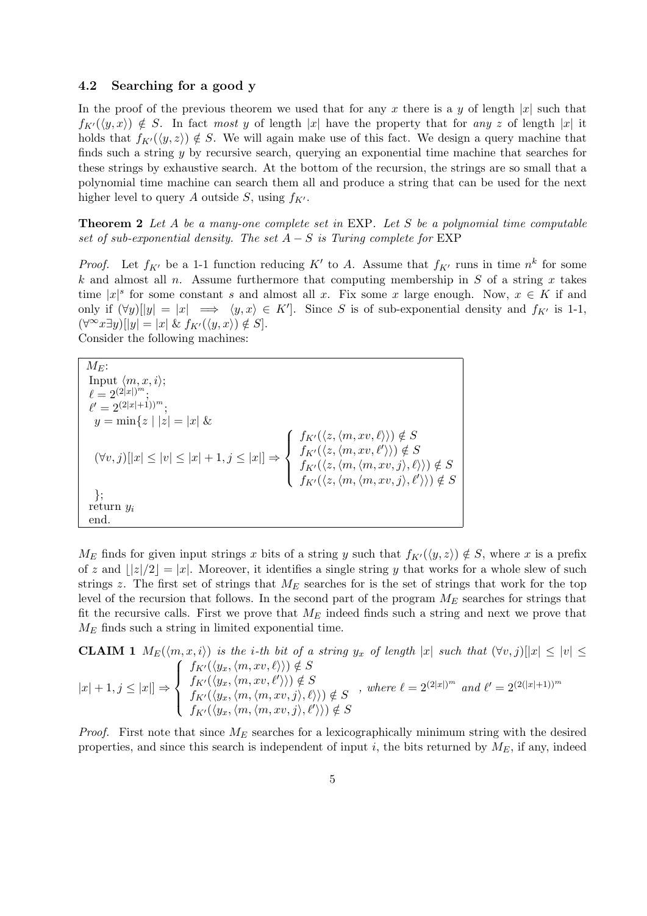### 4.2 Searching for a good y

In the proof of the previous theorem we used that for any $x$ there is a $y$ of length $|x|$ such that $f_{K'}(\langle y, x\rangle) \notin S$. In fact *most* $y$ of length $|x|$ have the property that for *any* $z$ of length $|x|$ it holds that $f_{K'}(\langle y, z\rangle) \notin S$. We will again make use of this fact. We design a query machine that finds such a string $y$ by recursive search, querying an exponential time machine that searches for these strings by exhaustive search. At the bottom of the recursion, the strings are so small that a polynomial time machine can search them all and produce a string that can be used for the next higher level to query $A$ outside $S$, using $f_{K'}$.

**Theorem 2** *Let $A$ be a many-one complete set in* EXP. *Let $S$ be a polynomial time computable set of sub-exponential density. The set $A - S$ is Turing complete for* EXP

*Proof.* Let $f_{K'}$ be a 1-1 function reducing $K'$ to $A$. Assume that $f_{K'}$ runs in time $n^k$ for some $k$ and almost all $n$. Assume furthermore that computing membership in $S$ of a string $x$ takes time $|x|^s$ for some constant $s$ and almost all $x$. Fix some $x$ large enough. Now, $x \in K$ if and only if $(\forall y)[|y| = |x| \implies \langle y, x\rangle \in K']$. Since $S$ is of sub-exponential density and $f_{K'}$ is 1-1, $(\forall^\infty x \exists y)[|y| = |x| \;\&\; f_{K'}(\langle y, x\rangle) \notin S]$.
Consider the following machines:

$M_E$:
Input $\langle m, x, i\rangle$;
$\ell = 2^{(2|x|)^m}$;
$\ell' = 2^{(2|x|+1))^m}$;
$y = \min\{z \mid |z| = |x| \;\&$

$$(\forall v, j)[|x| \leq |v| \leq |x| + 1, j \leq |x|] \Rightarrow \begin{cases} f_{K'}(\langle z, \langle m, xv, \ell\rangle\rangle) \notin S \\ f_{K'}(\langle z, \langle m, xv, \ell'\rangle\rangle) \notin S \\ f_{K'}(\langle z, \langle m, \langle m, xv, j\rangle, \ell\rangle\rangle) \notin S \\ f_{K'}(\langle z, \langle m, \langle m, xv, j\rangle, \ell'\rangle\rangle) \notin S \end{cases}$$

};
return $y_i$
end.

$M_E$ finds for given input strings $x$ bits of a string $y$ such that $f_{K'}(\langle y, z\rangle) \notin S$, where $x$ is a prefix of $z$ and $\lfloor |z|/2 \rfloor = |x|$. Moreover, it identifies a single string $y$ that works for a whole slew of such strings $z$. The first set of strings that $M_E$ searches for is the set of strings that work for the top level of the recursion that follows. In the second part of the program $M_E$ searches for strings that fit the recursive calls. First we prove that $M_E$ indeed finds such a string and next we prove that $M_E$ finds such a string in limited exponential time.

**CLAIM 1** *$M_E(\langle m, x, i\rangle)$ is the $i$-th bit of a string $y_x$ of length $|x|$ such that* $(\forall v, j)[|x| \leq |v| \leq |x| + 1, j \leq |x|] \Rightarrow \begin{cases} f_{K'}(\langle y_x, \langle m, xv, \ell\rangle\rangle) \notin S \\ f_{K'}(\langle y_x, \langle m, xv, \ell'\rangle\rangle) \notin S \\ f_{K'}(\langle y_x, \langle m, \langle m, xv, j\rangle, \ell\rangle\rangle) \notin S \\ f_{K'}(\langle y_x, \langle m, \langle m, xv, j\rangle, \ell'\rangle\rangle) \notin S \end{cases}$, *where* $\ell = 2^{(2|x|)^m}$ *and* $\ell' = 2^{(2(|x|+1))^m}$

*Proof.* First note that since $M_E$ searches for a lexicographically minimum string with the desired properties, and since this search is independent of input $i$, the bits returned by $M_E$, if any, indeed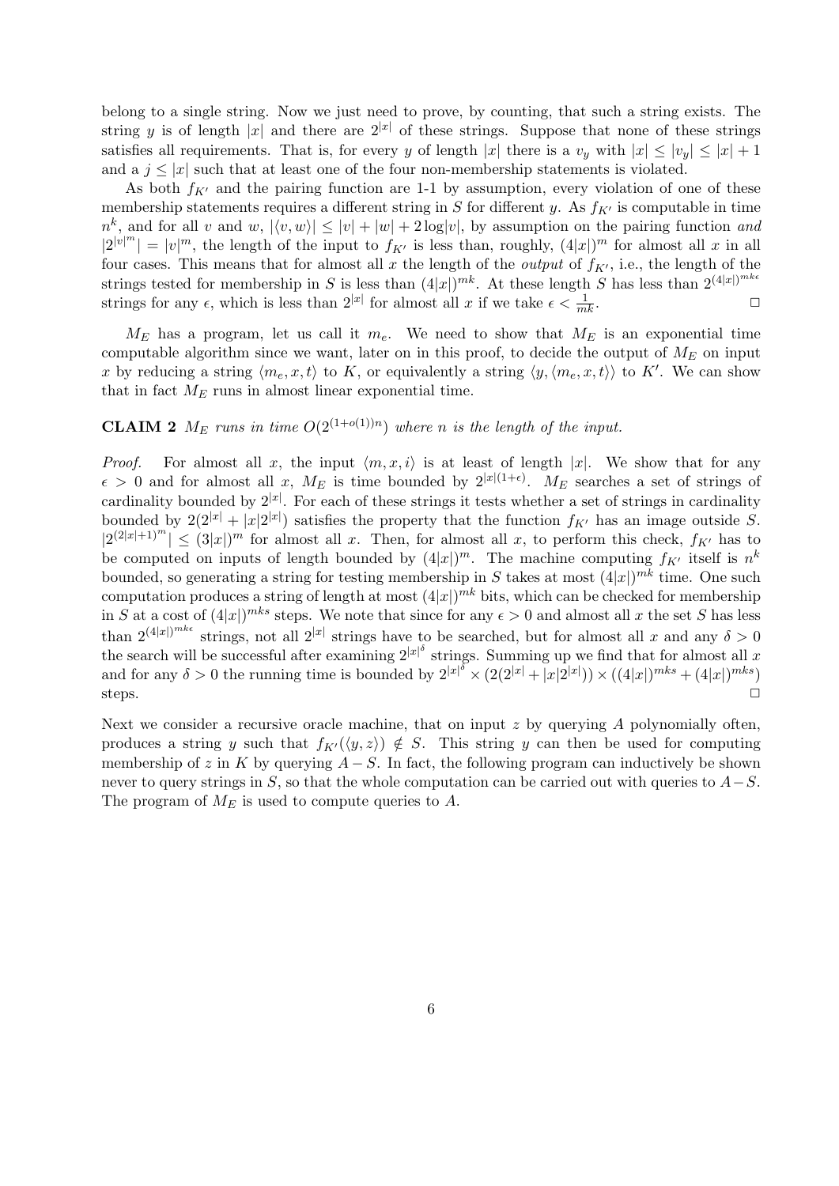belong to a single string. Now we just need to prove, by counting, that such a string exists. The string $y$ is of length $|x|$ and there are $2^{|x|}$ of these strings. Suppose that none of these strings satisfies all requirements. That is, for every $y$ of length $|x|$ there is a $v_y$ with $|x| \leq |v_y| \leq |x|+1$ and a $j \leq |x|$ such that at least one of the four non-membership statements is violated.

As both $f_{K'}$ and the pairing function are 1-1 by assumption, every violation of one of these membership statements requires a different string in $S$ for different $y$. As $f_{K'}$ is computable in time $n^k$, and for all $v$ and $w$, $|\langle v, w\rangle| \leq |v| + |w| + 2\log|v|$, by assumption on the pairing function *and* $|2^{|v|^m}| = |v|^m$, the length of the input to $f_{K'}$ is less than, roughly, $(4|x|)^m$ for almost all $x$ in all four cases. This means that for almost all $x$ the length of the *output* of $f_{K'}$, i.e., the length of the strings tested for membership in $S$ is less than $(4|x|)^{mk}$. At these length $S$ has less than $2^{(4|x|)^{mk\epsilon}}$ strings for any $\epsilon$, which is less than $2^{|x|}$ for almost all $x$ if we take $\epsilon < \frac{1}{mk}$. □

$M_E$ has a program, let us call it $m_e$. We need to show that $M_E$ is an exponential time computable algorithm since we want, later on in this proof, to decide the output of $M_E$ on input $x$ by reducing a string $\langle m_e, x, t\rangle$ to $K$, or equivalently a string $\langle y, \langle m_e, x, t\rangle\rangle$ to $K'$. We can show that in fact $M_E$ runs in almost linear exponential time.

**CLAIM 2** *$M_E$ runs in time $O(2^{(1+o(1))n})$ where $n$ is the length of the input.*

*Proof.* For almost all $x$, the input $\langle m, x, i\rangle$ is at least of length $|x|$. We show that for any $\epsilon > 0$ and for almost all $x$, $M_E$ is time bounded by $2^{|x|(1+\epsilon)}$. $M_E$ searches a set of strings of cardinality bounded by $2^{|x|}$. For each of these strings it tests whether a set of strings in cardinality bounded by $2(2^{|x|} + |x|2^{|x|})$ satisfies the property that the function $f_{K'}$ has an image outside $S$. $|2^{(2|x|+1)^m}| \leq (3|x|)^m$ for almost all $x$. Then, for almost all $x$, to perform this check, $f_{K'}$ has to be computed on inputs of length bounded by $(4|x|)^m$. The machine computing $f_{K'}$ itself is $n^k$ bounded, so generating a string for testing membership in $S$ takes at most $(4|x|)^{mk}$ time. One such computation produces a string of length at most $(4|x|)^{mk}$ bits, which can be checked for membership in $S$ at a cost of $(4|x|)^{mks}$ steps. We note that since for any $\epsilon > 0$ and almost all $x$ the set $S$ has less than $2^{(4|x|)^{mk\epsilon}}$ strings, not all $2^{|x|}$ strings have to be searched, but for almost all $x$ and any $\delta > 0$ the search will be successful after examining $2^{|x|^\delta}$ strings. Summing up we find that for almost all $x$ and for any $\delta > 0$ the running time is bounded by $2^{|x|^\delta} \times (2(2^{|x|} + |x|2^{|x|})) \times ((4|x|)^{mks} + (4|x|)^{mks})$ steps. □

Next we consider a recursive oracle machine, that on input $z$ by querying $A$ polynomially often, produces a string $y$ such that $f_{K'}(\langle y, z\rangle) \notin S$. This string $y$ can then be used for computing membership of $z$ in $K$ by querying $A - S$. In fact, the following program can inductively be shown never to query strings in $S$, so that the whole computation can be carried out with queries to $A - S$. The program of $M_E$ is used to compute queries to $A$.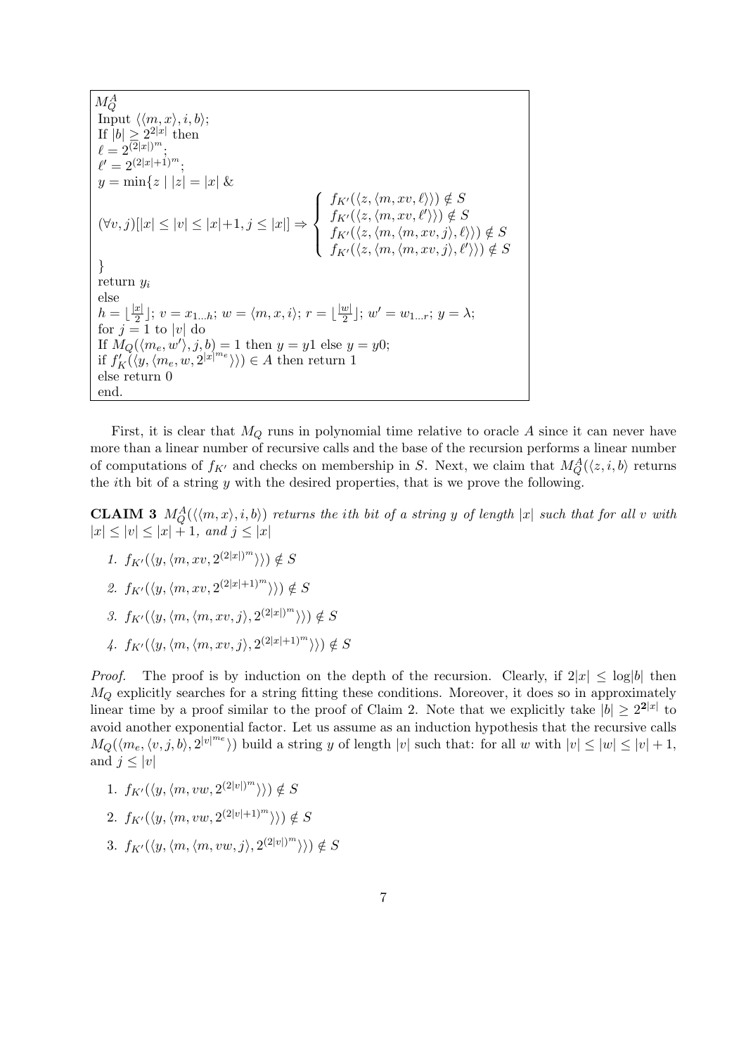```
M_Q^A
Input ⟨⟨m, x⟩, i, b⟩;
If |b| ≥ 2^{2|x|} then
ℓ = 2^{(2|x|)^m};
ℓ' = 2^{(2|x|+1)^m};
y = min{z | |z| = |x| &
(∀v, j)[|x| ≤ |v| ≤ |x|+1, j ≤ |x|] ⇒ { f_{K'}(⟨z, ⟨m, xv, ℓ⟩⟩) ∉ S
                                        f_{K'}(⟨z, ⟨m, xv, ℓ'⟩⟩) ∉ S
                                        f_{K'}(⟨z, ⟨m, ⟨m, xv, j⟩, ℓ⟩⟩) ∉ S
                                        f_{K'}(⟨z, ⟨m, ⟨m, xv, j⟩, ℓ'⟩⟩) ∉ S
}
return y_i
else
h = ⌊|x|/2⌋; v = x_{1...h}; w = ⟨m, x, i⟩; r = ⌊|w|/2⌋; w' = w_{1...r}; y = λ;
for j = 1 to |v| do
If M_Q(⟨m_e, w'⟩, j, b) = 1 then y = y1 else y = y0;
if f'_K(⟨y, ⟨m_e, w, 2^{|x|^{m_e}}⟩⟩) ∈ A then return 1
else return 0
end.
```

First, it is clear that $M_Q$ runs in polynomial time relative to oracle $A$ since it can never have more than a linear number of recursive calls and the base of the recursion performs a linear number of computations of $f_{K'}$ and checks on membership in $S$. Next, we claim that $M_Q^A(\langle z, i, b\rangle$ returns the $i$th bit of a string $y$ with the desired properties, that is we prove the following.

**CLAIM 3** *$M_Q^A(\langle\langle m, x\rangle, i, b\rangle)$ returns the $i$th bit of a string $y$ of length $|x|$ such that for all $v$ with $|x| \leq |v| \leq |x| + 1$, and $j \leq |x|$*

1. $f_{K'}(\langle y, \langle m, xv, 2^{(2|x|)^m}\rangle\rangle) \notin S$
2. $f_{K'}(\langle y, \langle m, xv, 2^{(2|x|+1)^m}\rangle\rangle) \notin S$
3. $f_{K'}(\langle y, \langle m, \langle m, xv, j\rangle, 2^{(2|x|)^m}\rangle\rangle) \notin S$
4. $f_{K'}(\langle y, \langle m, \langle m, xv, j\rangle, 2^{(2|x|+1)^m}\rangle\rangle) \notin S$

*Proof.* The proof is by induction on the depth of the recursion. Clearly, if $2|x| \leq \log|b|$ then $M_Q$ explicitly searches for a string fitting these conditions. Moreover, it does so in approximately linear time by a proof similar to the proof of Claim 2. Note that we explicitly take $|b| \geq 2^{\mathbf{2}|x|}$ to avoid another exponential factor. Let us assume as an induction hypothesis that the recursive calls $M_Q(\langle m_e, \langle v, j, b\rangle, 2^{|v|^{m_e}}\rangle)$ build a string $y$ of length $|v|$ such that: for all $w$ with $|v| \leq |w| \leq |v| + 1$, and $j \leq |v|$

1. $f_{K'}(\langle y, \langle m, vw, 2^{(2|v|)^m}\rangle\rangle) \notin S$
2. $f_{K'}(\langle y, \langle m, vw, 2^{(2|v|+1)^m}\rangle\rangle) \notin S$
3. $f_{K'}(\langle y, \langle m, \langle m, vw, j\rangle, 2^{(2|v|)^m}\rangle\rangle) \notin S$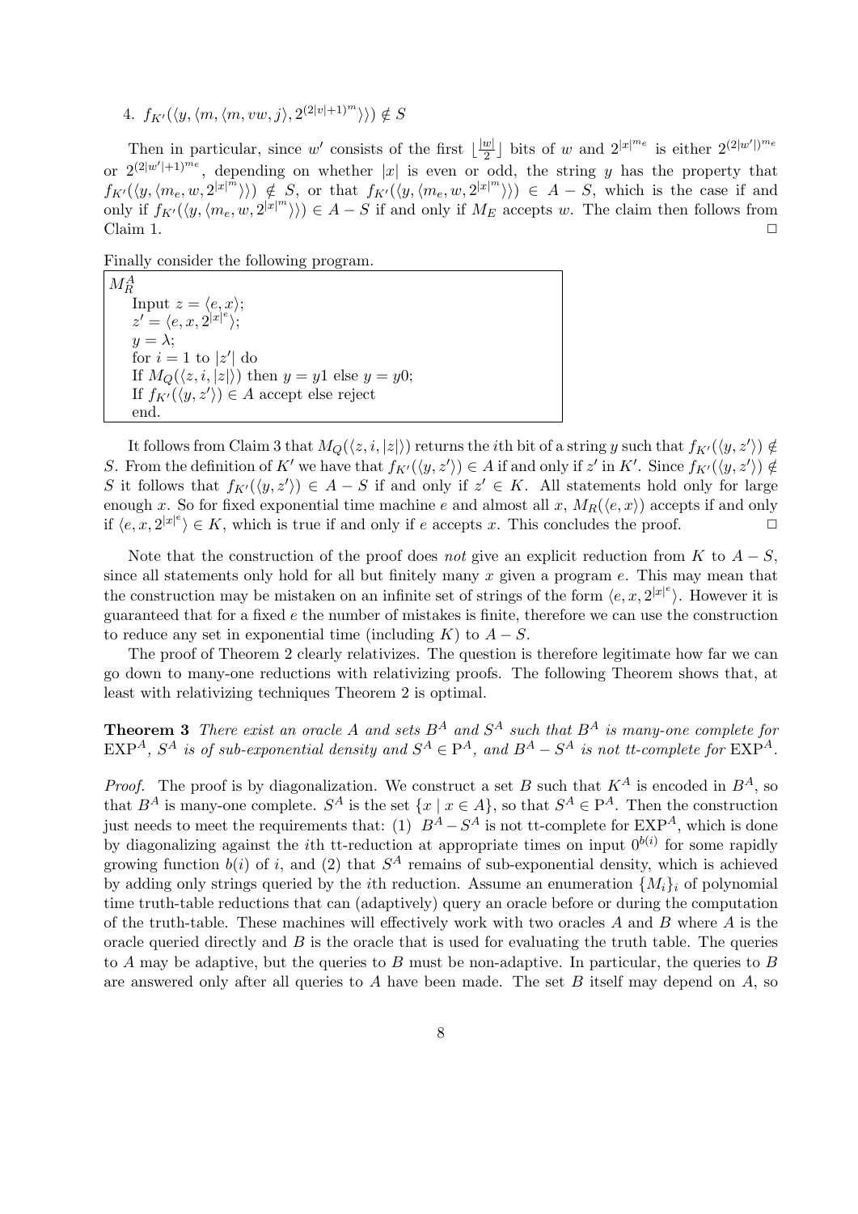4. $f_{K'}(\langle y, \langle m, \langle m, vw, j\rangle, 2^{(2|v|+1)^m}\rangle\rangle) \notin S$

Then in particular, since $w'$ consists of the first $\lfloor \frac{|w|}{2} \rfloor$ bits of $w$ and $2^{|x|^{m_e}}$ is either $2^{(2|w'|)^{m_e}}$ or $2^{(2|w'|+1)^{m_e}}$, depending on whether $|x|$ is even or odd, the string $y$ has the property that $f_{K'}(\langle y, \langle m_e, w, 2^{|x|^m}\rangle\rangle) \notin S$, or that $f_{K'}(\langle y, \langle m_e, w, 2^{|x|^m}\rangle\rangle) \in A - S$, which is the case if and only if $f_{K'}(\langle y, \langle m_e, w, 2^{|x|^m}\rangle\rangle) \in A - S$ if and only if $M_E$ accepts $w$. The claim then follows from Claim 1. □

Finally consider the following program.

```
M_R^A
    Input z = ⟨e, x⟩;
    z' = ⟨e, x, 2^{|x|^e}⟩;
    y = λ;
    for i = 1 to |z'| do
    If M_Q(⟨z, i, |z|⟩) then y = y1 else y = y0;
    If f_{K'}(⟨y, z'⟩) ∈ A accept else reject
    end.
```

It follows from Claim 3 that $M_Q(\langle z, i, |z|\rangle)$ returns the $i$th bit of a string $y$ such that $f_{K'}(\langle y, z'\rangle) \notin S$. From the definition of $K'$ we have that $f_{K'}(\langle y, z'\rangle) \in A$ if and only if $z'$ in $K'$. Since $f_{K'}(\langle y, z'\rangle) \notin S$ it follows that $f_{K'}(\langle y, z'\rangle) \in A - S$ if and only if $z' \in K$. All statements hold only for large enough $x$. So for fixed exponential time machine $e$ and almost all $x$, $M_R(\langle e, x\rangle)$ accepts if and only if $\langle e, x, 2^{|x|^e}\rangle \in K$, which is true if and only if $e$ accepts $x$. This concludes the proof. □

Note that the construction of the proof does *not* give an explicit reduction from $K$ to $A - S$, since all statements only hold for all but finitely many $x$ given a program $e$. This may mean that the construction may be mistaken on an infinite set of strings of the form $\langle e, x, 2^{|x|^e}\rangle$. However it is guaranteed that for a fixed $e$ the number of mistakes is finite, therefore we can use the construction to reduce any set in exponential time (including $K$) to $A - S$.

The proof of Theorem 2 clearly relativizes. The question is therefore legitimate how far we can go down to many-one reductions with relativizing proofs. The following Theorem shows that, at least with relativizing techniques Theorem 2 is optimal.

**Theorem 3** *There exist an oracle $A$ and sets $B^A$ and $S^A$ such that $B^A$ is many-one complete for $\mathrm{EXP}^A$, $S^A$ is of sub-exponential density and $S^A \in \mathrm{P}^A$, and $B^A - S^A$ is not tt-complete for $\mathrm{EXP}^A$.*

*Proof.* The proof is by diagonalization. We construct a set $B$ such that $K^A$ is encoded in $B^A$, so that $B^A$ is many-one complete. $S^A$ is the set $\{x \mid x \in A\}$, so that $S^A \in \mathrm{P}^A$. Then the construction just needs to meet the requirements that: (1) $B^A - S^A$ is not tt-complete for $\mathrm{EXP}^A$, which is done by diagonalizing against the $i$th tt-reduction at appropriate times on input $0^{b(i)}$ for some rapidly growing function $b(i)$ of $i$, and (2) that $S^A$ remains of sub-exponential density, which is achieved by adding only strings queried by the $i$th reduction. Assume an enumeration $\{M_i\}_i$ of polynomial time truth-table reductions that can (adaptively) query an oracle before or during the computation of the truth-table. These machines will effectively work with two oracles $A$ and $B$ where $A$ is the oracle queried directly and $B$ is the oracle that is used for evaluating the truth table. The queries to $A$ may be adaptive, but the queries to $B$ must be non-adaptive. In particular, the queries to $B$ are answered only after all queries to $A$ have been made. The set $B$ itself may depend on $A$, so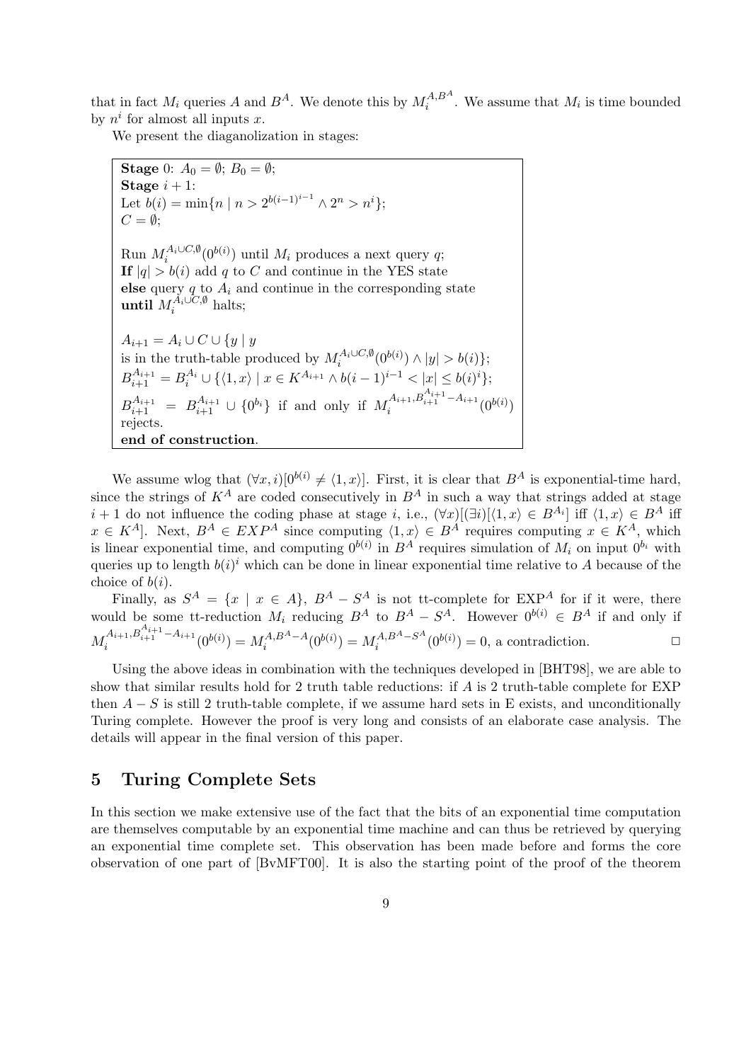that in fact $M_i$ queries $A$ and $B^A$. We denote this by $M_i^{A,B^A}$. We assume that $M_i$ is time bounded by $n^i$ for almost all inputs $x$.

We present the diaganolization in stages:

> **Stage** 0: $A_0 = \emptyset$; $B_0 = \emptyset$;
> **Stage** $i+1$:
> Let $b(i) = \min\{n \mid n > 2^{b(i-1)^{i-1}} \wedge 2^n > n^i\}$;
> $C = \emptyset$;
>
> Run $M_i^{A_i \cup C, \emptyset}(0^{b(i)})$ until $M_i$ produces a next query $q$;
> **If** $|q| > b(i)$ add $q$ to $C$ and continue in the YES state
> **else** query $q$ to $A_i$ and continue in the corresponding state
> **until** $M_i^{A_i \cup C, \emptyset}$ halts;
>
> $A_{i+1} = A_i \cup C \cup \{y \mid y$ is in the truth-table produced by $M_i^{A_i \cup C, \emptyset}(0^{b(i)}) \wedge |y| > b(i)\}$;
> $B_{i+1}^{A_{i+1}} = B_i^{A_i} \cup \{\langle 1, x\rangle \mid x \in K^{A_{i+1}} \wedge b(i-1)^{i-1} < |x| \leq b(i)^i\}$;
> $B_{i+1}^{A_{i+1}} = B_{i+1}^{A_{i+1}} \cup \{0^{b_i}\}$ if and only if $M_i^{A_{i+1}, B_{i+1}^{A_{i+1}} - A_{i+1}}(0^{b(i)})$ rejects.
> **end of construction**.

We assume wlog that $(\forall x, i)[0^{b(i)} \neq \langle 1, x\rangle]$. First, it is clear that $B^A$ is exponential-time hard, since the strings of $K^A$ are coded consecutively in $B^A$ in such a way that strings added at stage $i+1$ do not influence the coding phase at stage $i$, i.e., $(\forall x)[(\exists i)[\langle 1, x\rangle \in B^{A_i}]$ iff $\langle 1, x\rangle \in B^A$ iff $x \in K^A]$. Next, $B^A \in EXP^A$ since computing $\langle 1, x\rangle \in B^A$ requires computing $x \in K^A$, which is linear exponential time, and computing $0^{b(i)}$ in $B^A$ requires simulation of $M_i$ on input $0^{b_i}$ with queries up to length $b(i)^i$ which can be done in linear exponential time relative to $A$ because of the choice of $b(i)$.

Finally, as $S^A = \{x \mid x \in A\}$, $B^A - S^A$ is not tt-complete for $\mathrm{EXP}^A$ for if it were, there would be some tt-reduction $M_i$ reducing $B^A$ to $B^A - S^A$. However $0^{b(i)} \in B^A$ if and only if $M_i^{A_{i+1}, B_{i+1}^{A_{i+1}} - A_{i+1}}(0^{b(i)}) = M_i^{A, B^A - A}(0^{b(i)}) = M_i^{A, B^A - S^A}(0^{b(i)}) = 0$, a contradiction. ☐

Using the above ideas in combination with the techniques developed in [BHT98], we are able to show that similar results hold for 2 truth table reductions: if $A$ is 2 truth-table complete for EXP then $A - S$ is still 2 truth-table complete, if we assume hard sets in E exists, and unconditionally Turing complete. However the proof is very long and consists of an elaborate case analysis. The details will appear in the final version of this paper.

## 5 Turing Complete Sets

In this section we make extensive use of the fact that the bits of an exponential time computation are themselves computable by an exponential time machine and can thus be retrieved by querying an exponential time complete set. This observation has been made before and forms the core observation of one part of [BvMFT00]. It is also the starting point of the proof of the theorem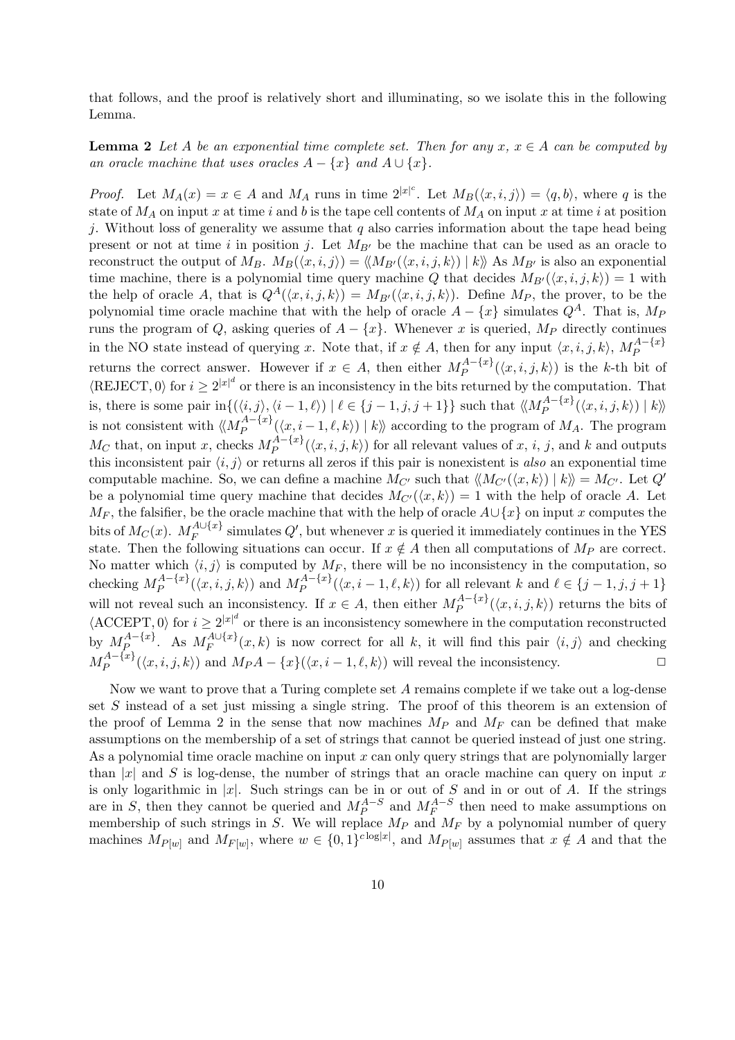that follows, and the proof is relatively short and illuminating, so we isolate this in the following Lemma.

**Lemma 2** *Let $A$ be an exponential time complete set. Then for any $x$, $x \in A$ can be computed by an oracle machine that uses oracles $A - \{x\}$ and $A \cup \{x\}$.*

*Proof.* Let $M_A(x) = x \in A$ and $M_A$ runs in time $2^{|x|^c}$. Let $M_B(\langle x, i, j\rangle) = \langle q, b\rangle$, where $q$ is the state of $M_A$ on input $x$ at time $i$ and $b$ is the tape cell contents of $M_A$ on input $x$ at time $i$ at position $j$. Without loss of generality we assume that $q$ also carries information about the tape head being present or not at time $i$ in position $j$. Let $M_{B'}$ be the machine that can be used as an oracle to reconstruct the output of $M_B$. $M_B(\langle x, i, j\rangle) = \langle\!\langle M_{B'}(\langle x, i, j, k\rangle) \mid k\rangle\!\rangle$ As $M_{B'}$ is also an exponential time machine, there is a polynomial time query machine $Q$ that decides $M_{B'}(\langle x, i, j, k\rangle) = 1$ with the help of oracle $A$, that is $Q^A(\langle x, i, j, k\rangle) = M_{B'}(\langle x, i, j, k\rangle)$. Define $M_P$, the prover, to be the polynomial time oracle machine that with the help of oracle $A - \{x\}$ simulates $Q^A$. That is, $M_P$ runs the program of $Q$, asking queries of $A - \{x\}$. Whenever $x$ is queried, $M_P$ directly continues in the NO state instead of querying $x$. Note that, if $x \notin A$, then for any input $\langle x, i, j, k\rangle$, $M_P^{A-\{x\}}$ returns the correct answer. However if $x \in A$, then either $M_P^{A-\{x\}}(\langle x, i, j, k\rangle)$ is the $k$-th bit of $\langle \text{REJECT}, 0\rangle$ for $i \geq 2^{|x|^d}$ or there is an inconsistency in the bits returned by the computation. That is, there is some pair in$\{(\langle i, j\rangle, \langle i-1, \ell\rangle) \mid \ell \in \{j-1, j, j+1\}\}$ such that $\langle\!\langle M_P^{A-\{x\}}(\langle x, i, j, k\rangle) \mid k\rangle\!\rangle$ is not consistent with $\langle\!\langle M_P^{A-\{x\}}(\langle x, i-1, \ell, k\rangle) \mid k\rangle\!\rangle$ according to the program of $M_A$. The program $M_C$ that, on input $x$, checks $M_P^{A-\{x\}}(\langle x, i, j, k\rangle)$ for all relevant values of $x$, $i$, $j$, and $k$ and outputs this inconsistent pair $\langle i, j\rangle$ or returns all zeros if this pair is nonexistent is *also* an exponential time computable machine. So, we can define a machine $M_{C'}$ such that $\langle\!\langle M_{C'}(\langle x, k\rangle) \mid k\rangle\!\rangle = M_{C'}$. Let $Q'$ be a polynomial time query machine that decides $M_{C'}(\langle x, k\rangle) = 1$ with the help of oracle $A$. Let $M_F$, the falsifier, be the oracle machine that with the help of oracle $A \cup \{x\}$ on input $x$ computes the bits of $M_C(x)$. $M_F^{A\cup\{x\}}$ simulates $Q'$, but whenever $x$ is queried it immediately continues in the YES state. Then the following situations can occur. If $x \notin A$ then all computations of $M_P$ are correct. No matter which $\langle i, j\rangle$ is computed by $M_F$, there will be no inconsistency in the computation, so checking $M_P^{A-\{x\}}(\langle x, i, j, k\rangle)$ and $M_P^{A-\{x\}}(\langle x, i-1, \ell, k\rangle)$ for all relevant $k$ and $\ell \in \{j-1, j, j+1\}$ will not reveal such an inconsistency. If $x \in A$, then either $M_P^{A-\{x\}}(\langle x, i, j, k\rangle)$ returns the bits of $\langle \text{ACCEPT}, 0\rangle$ for $i \geq 2^{|x|^d}$ or there is an inconsistency somewhere in the computation reconstructed by $M_P^{A-\{x\}}$. As $M_F^{A\cup\{x\}}(x, k)$ is now correct for all $k$, it will find this pair $\langle i, j\rangle$ and checking $M_P^{A-\{x\}}(\langle x, i, j, k\rangle)$ and $M_P A - \{x\}(\langle x, i-1, \ell, k\rangle)$ will reveal the inconsistency. $\Box$

Now we want to prove that a Turing complete set $A$ remains complete if we take out a log-dense set $S$ instead of a set just missing a single string. The proof of this theorem is an extension of the proof of Lemma 2 in the sense that now machines $M_P$ and $M_F$ can be defined that make assumptions on the membership of a set of strings that cannot be queried instead of just one string. As a polynomial time oracle machine on input $x$ can only query strings that are polynomially larger than $|x|$ and $S$ is log-dense, the number of strings that an oracle machine can query on input $x$ is only logarithmic in $|x|$. Such strings can be in or out of $S$ and in or out of $A$. If the strings are in $S$, then they cannot be queried and $M_P^{A-S}$ and $M_F^{A-S}$ then need to make assumptions on membership of such strings in $S$. We will replace $M_P$ and $M_F$ by a polynomial number of query machines $M_{P[w]}$ and $M_{F[w]}$, where $w \in \{0,1\}^{c \log |x|}$, and $M_{P[w]}$ assumes that $x \notin A$ and that the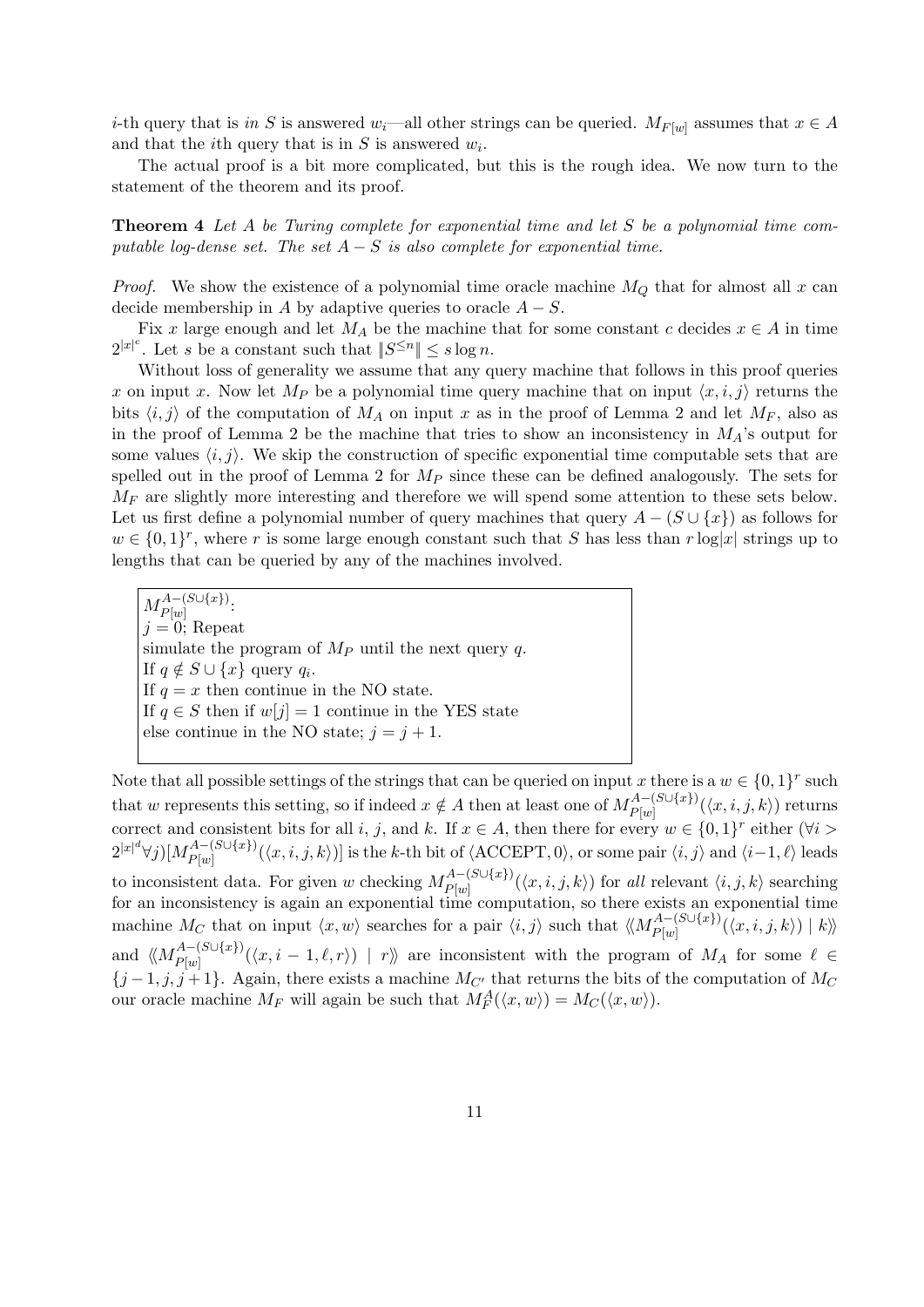$i$-th query that is *in* $S$ is answered $w_i$—all other strings can be queried. $M_{F[w]}$ assumes that $x \in A$ and that the $i$th query that is in $S$ is answered $w_i$.

The actual proof is a bit more complicated, but this is the rough idea. We now turn to the statement of the theorem and its proof.

**Theorem 4** *Let $A$ be Turing complete for exponential time and let $S$ be a polynomial time computable log-dense set. The set $A - S$ is also complete for exponential time.*

*Proof.* We show the existence of a polynomial time oracle machine $M_Q$ that for almost all $x$ can decide membership in $A$ by adaptive queries to oracle $A - S$.

Fix $x$ large enough and let $M_A$ be the machine that for some constant $c$ decides $x \in A$ in time $2^{|x|^c}$. Let $s$ be a constant such that $\|S^{\leq n}\| \leq s \log n$.

Without loss of generality we assume that any query machine that follows in this proof queries $x$ on input $x$. Now let $M_P$ be a polynomial time query machine that on input $\langle x, i, j\rangle$ returns the bits $\langle i, j\rangle$ of the computation of $M_A$ on input $x$ as in the proof of Lemma 2 and let $M_F$, also as in the proof of Lemma 2 be the machine that tries to show an inconsistency in $M_A$'s output for some values $\langle i, j\rangle$. We skip the construction of specific exponential time computable sets that are spelled out in the proof of Lemma 2 for $M_P$ since these can be defined analogously. The sets for $M_F$ are slightly more interesting and therefore we will spend some attention to these sets below. Let us first define a polynomial number of query machines that query $A - (S \cup \{x\})$ as follows for $w \in \{0,1\}^r$, where $r$ is some large enough constant such that $S$ has less than $r \log|x|$ strings up to lengths that can be queried by any of the machines involved.

```
M_{P[w]}^{A-(S∪{x})}:
j = 0; Repeat
simulate the program of M_P until the next query q.
If q ∉ S ∪ {x} query q_i.
If q = x then continue in the NO state.
If q ∈ S then if w[j] = 1 continue in the YES state
else continue in the NO state; j = j + 1.
```

Note that all possible settings of the strings that can be queried on input $x$ there is a $w \in \{0,1\}^r$ such that $w$ represents this setting, so if indeed $x \notin A$ then at least one of $M_{P[w]}^{A-(S\cup\{x\})}(\langle x, i, j, k\rangle)$ returns correct and consistent bits for all $i$, $j$, and $k$. If $x \in A$, then there for every $w \in \{0,1\}^r$ either $(\forall i > 2^{|x|^d} \forall j)[M_{P[w]}^{A-(S\cup\{x\})}(\langle x, i, j, k\rangle)]$ is the $k$-th bit of $\langle \text{ACCEPT}, 0\rangle$, or some pair $\langle i, j\rangle$ and $\langle i-1, \ell\rangle$ leads to inconsistent data. For given $w$ checking $M_{P[w]}^{A-(S\cup\{x\})}(\langle x, i, j, k\rangle)$ for *all* relevant $\langle i, j, k\rangle$ searching for an inconsistency is again an exponential time computation, so there exists an exponential time machine $M_C$ that on input $\langle x, w\rangle$ searches for a pair $\langle i, j\rangle$ such that $\langle\!\langle M_{P[w]}^{A-(S\cup\{x\})}(\langle x, i, j, k\rangle) \mid k\rangle\!\rangle$ and $\langle\!\langle M_{P[w]}^{A-(S\cup\{x\})}(\langle x, i-1, \ell, r\rangle) \mid r\rangle\!\rangle$ are inconsistent with the program of $M_A$ for some $\ell \in \{j-1, j, j+1\}$. Again, there exists a machine $M_{C'}$ that returns the bits of the computation of $M_C$ our oracle machine $M_F$ will again be such that $M_F^A(\langle x, w\rangle) = M_C(\langle x, w\rangle)$.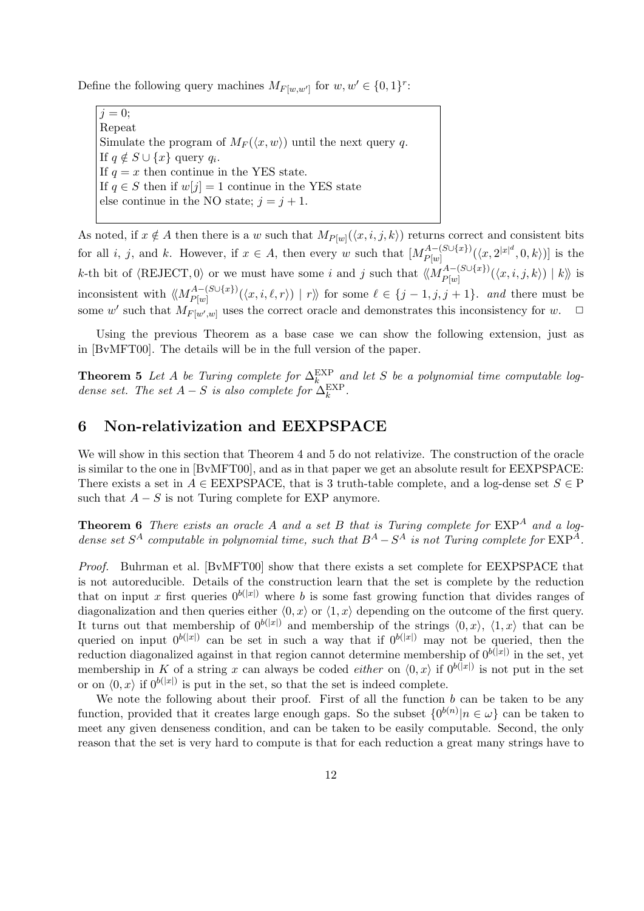Define the following query machines $M_{F[w,w']}$ for $w, w' \in \{0,1\}^r$:

```
j = 0;
Repeat
Simulate the program of M_F(⟨x, w⟩) until the next query q.
If q ∉ S ∪ {x} query q_i.
If q = x then continue in the YES state.
If q ∈ S then if w[j] = 1 continue in the YES state
else continue in the NO state; j = j + 1.
```

As noted, if $x \notin A$ then there is a $w$ such that $M_{P[w]}(\langle x, i, j, k\rangle)$ returns correct and consistent bits for all $i$, $j$, and $k$. However, if $x \in A$, then every $w$ such that $[M_{P[w]}^{A-(S\cup\{x\})}(\langle x, 2^{|x|^d}, 0, k\rangle)]$ is the $k$-th bit of $\langle \text{REJECT}, 0\rangle$ or we must have some $i$ and $j$ such that $\langle\!\langle M_{P[w]}^{A-(S\cup\{x\})}(\langle x, i, j, k\rangle) \mid k\rangle\!\rangle$ is inconsistent with $\langle\!\langle M_{P[w]}^{A-(S\cup\{x\})}(\langle x, i, \ell, r\rangle) \mid r\rangle\!\rangle$ for some $\ell \in \{j-1, j, j+1\}$. *and* there must be some $w'$ such that $M_{F[w',w]}$ uses the correct oracle and demonstrates this inconsistency for $w$. $\square$

Using the previous Theorem as a base case we can show the following extension, just as in [BvMFT00]. The details will be in the full version of the paper.

**Theorem 5** *Let $A$ be Turing complete for $\Delta_k^{\text{EXP}}$ and let $S$ be a polynomial time computable log-dense set. The set $A - S$ is also complete for $\Delta_k^{\text{EXP}}$.*

## 6 Non-relativization and EEXPSPACE

We will show in this section that Theorem 4 and 5 do not relativize. The construction of the oracle is similar to the one in [BvMFT00], and as in that paper we get an absolute result for EEXPSPACE: There exists a set in $A \in$ EEXPSPACE, that is 3 truth-table complete, and a log-dense set $S \in$ P such that $A - S$ is not Turing complete for EXP anymore.

**Theorem 6** *There exists an oracle $A$ and a set $B$ that is Turing complete for $\text{EXP}^A$ and a log-dense set $S^A$ computable in polynomial time, such that $B^A - S^A$ is not Turing complete for $\text{EXP}^A$.*

*Proof.* Buhrman et al. [BvMFT00] show that there exists a set complete for EEXPSPACE that is not autoreducible. Details of the construction learn that the set is complete by the reduction that on input $x$ first queries $0^{b(|x|)}$ where $b$ is some fast growing function that divides ranges of diagonalization and then queries either $\langle 0, x\rangle$ or $\langle 1, x\rangle$ depending on the outcome of the first query. It turns out that membership of $0^{b(|x|)}$ and membership of the strings $\langle 0, x\rangle$, $\langle 1, x\rangle$ that can be queried on input $0^{b(|x|)}$ can be set in such a way that if $0^{b(|x|)}$ may not be queried, then the reduction diagonalized against in that region cannot determine membership of $0^{b(|x|)}$ in the set, yet membership in $K$ of a string $x$ can always be coded *either* on $\langle 0, x\rangle$ if $0^{b(|x|)}$ is not put in the set or on $\langle 0, x\rangle$ if $0^{b(|x|)}$ is put in the set, so that the set is indeed complete.

We note the following about their proof. First of all the function $b$ can be taken to be any function, provided that it creates large enough gaps. So the subset $\{0^{b(n)} | n \in \omega\}$ can be taken to meet any given denseness condition, and can be taken to be easily computable. Second, the only reason that the set is very hard to compute is that for each reduction a great many strings have to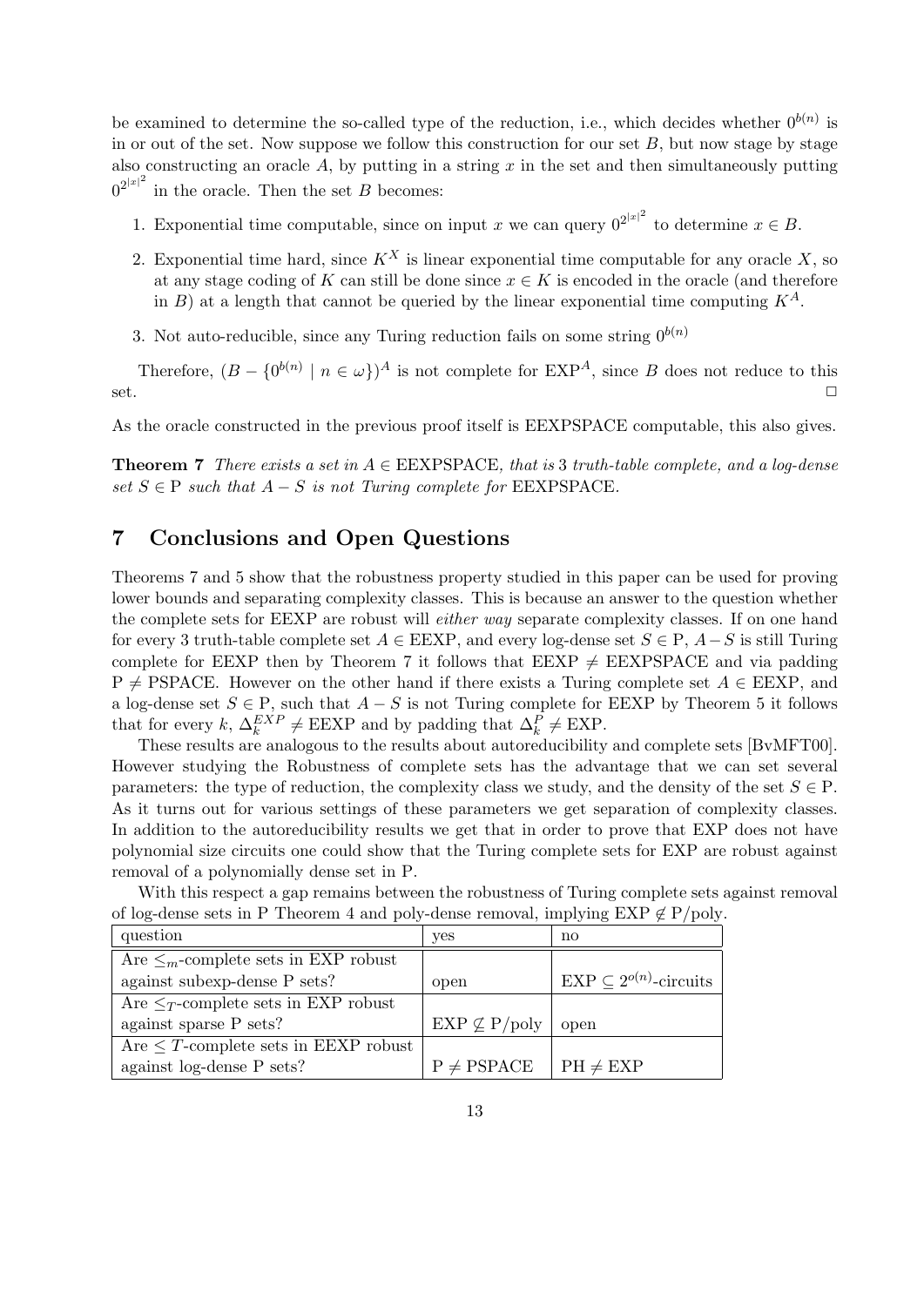be examined to determine the so-called type of the reduction, i.e., which decides whether $0^{b(n)}$ is in or out of the set. Now suppose we follow this construction for our set $B$, but now stage by stage also constructing an oracle $A$, by putting in a string $x$ in the set and then simultaneously putting $0^{2^{|x|^2}}$ in the oracle. Then the set $B$ becomes:

1. Exponential time computable, since on input $x$ we can query $0^{2^{|x|^2}}$ to determine $x \in B$.
2. Exponential time hard, since $K^X$ is linear exponential time computable for any oracle $X$, so at any stage coding of $K$ can still be done since $x \in K$ is encoded in the oracle (and therefore in $B$) at a length that cannot be queried by the linear exponential time computing $K^A$.
3. Not auto-reducible, since any Turing reduction fails on some string $0^{b(n)}$

Therefore, $(B - \{0^{b(n)} \mid n \in \omega\})^A$ is not complete for $\text{EXP}^A$, since $B$ does not reduce to this set. □

As the oracle constructed in the previous proof itself is EEXPSPACE computable, this also gives.

**Theorem 7** *There exists a set in $A \in$ EEXPSPACE, that is 3 truth-table complete, and a log-dense set $S \in$ P such that $A - S$ is not Turing complete for EEXPSPACE.*

## 7 Conclusions and Open Questions

Theorems 7 and 5 show that the robustness property studied in this paper can be used for proving lower bounds and separating complexity classes. This is because an answer to the question whether the complete sets for EEXP are robust will *either way* separate complexity classes. If on one hand for every 3 truth-table complete set $A \in$ EEXP, and every log-dense set $S \in$ P, $A - S$ is still Turing complete for EEXP then by Theorem 7 it follows that EEXP $\neq$ EEXPSPACE and via padding P $\neq$ PSPACE. However on the other hand if there exists a Turing complete set $A \in$ EEXP, and a log-dense set $S \in$ P, such that $A - S$ is not Turing complete for EEXP by Theorem 5 it follows that for every $k$, $\Delta_k^{EXP} \neq$ EEXP and by padding that $\Delta_k^P \neq$ EXP.

These results are analogous to the results about autoreducibility and complete sets [BvMFT00]. However studying the Robustness of complete sets has the advantage that we can set several parameters: the type of reduction, the complexity class we study, and the density of the set $S \in$ P. As it turns out for various settings of these parameters we get separation of complexity classes. In addition to the autoreducibility results we get that in order to prove that EXP does not have polynomial size circuits one could show that the Turing complete sets for EXP are robust against removal of a polynomially dense set in P.

With this respect a gap remains between the robustness of Turing complete sets against removal of log-dense sets in P Theorem 4 and poly-dense removal, implying EXP $\not\in$ P/poly.

| question | yes | no |
|---|---|---|
| Are $\leq_m$-complete sets in EXP robust against subexp-dense P sets? | open | EXP $\subseteq 2^{o(n)}$-circuits |
| Are $\leq_T$-complete sets in EXP robust against sparse P sets? | EXP $\not\subseteq$ P/poly | open |
| Are $\leq T$-complete sets in EEXP robust against log-dense P sets? | P $\neq$ PSPACE | PH $\neq$ EXP |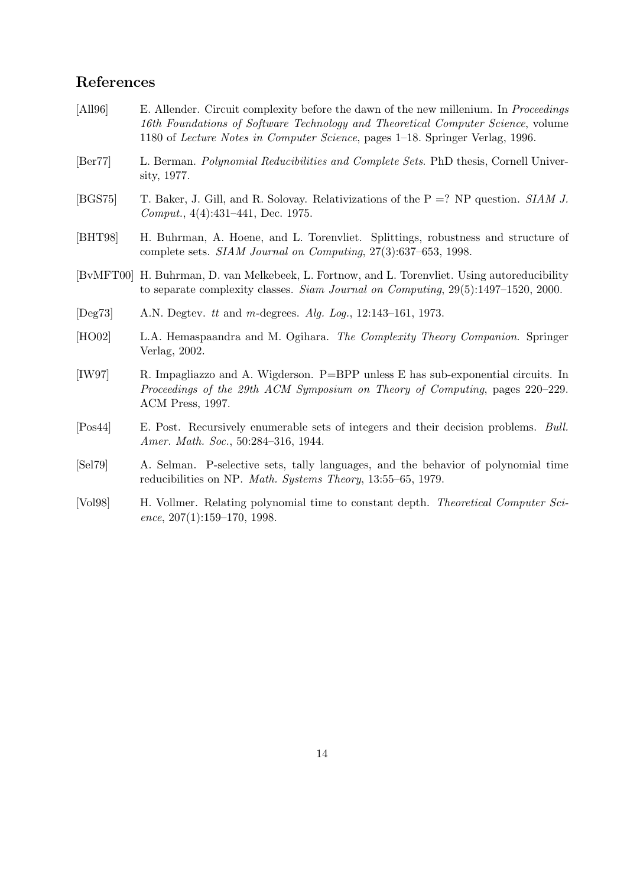## References

[All96] E. Allender. Circuit complexity before the dawn of the new millenium. In *Proceedings 16th Foundations of Software Technology and Theoretical Computer Science*, volume 1180 of *Lecture Notes in Computer Science*, pages 1–18. Springer Verlag, 1996.

[Ber77] L. Berman. *Polynomial Reducibilities and Complete Sets*. PhD thesis, Cornell University, 1977.

[BGS75] T. Baker, J. Gill, and R. Solovay. Relativizations of the P =? NP question. *SIAM J. Comput.*, 4(4):431–441, Dec. 1975.

[BHT98] H. Buhrman, A. Hoene, and L. Torenvliet. Splittings, robustness and structure of complete sets. *SIAM Journal on Computing*, 27(3):637–653, 1998.

[BvMFT00] H. Buhrman, D. van Melkebeek, L. Fortnow, and L. Torenvliet. Using autoreducibility to separate complexity classes. *Siam Journal on Computing*, 29(5):1497–1520, 2000.

[Deg73] A.N. Degtev. *tt* and *m*-degrees. *Alg. Log.*, 12:143–161, 1973.

[HO02] L.A. Hemaspaandra and M. Ogihara. *The Complexity Theory Companion*. Springer Verlag, 2002.

[IW97] R. Impagliazzo and A. Wigderson. P=BPP unless E has sub-exponential circuits. In *Proceedings of the 29th ACM Symposium on Theory of Computing*, pages 220–229. ACM Press, 1997.

[Pos44] E. Post. Recursively enumerable sets of integers and their decision problems. *Bull. Amer. Math. Soc.*, 50:284–316, 1944.

[Sel79] A. Selman. P-selective sets, tally languages, and the behavior of polynomial time reducibilities on NP. *Math. Systems Theory*, 13:55–65, 1979.

[Vol98] H. Vollmer. Relating polynomial time to constant depth. *Theoretical Computer Science*, 207(1):159–170, 1998.